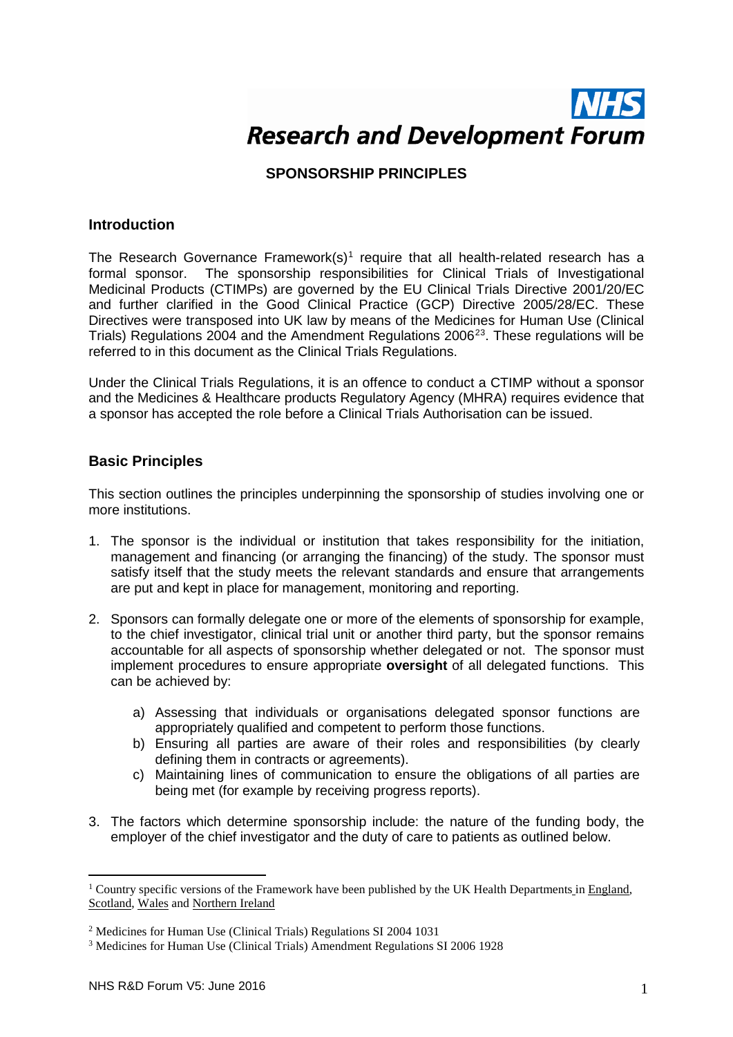# NHS Research and Development Forum

## SPONSORSHIP PRINCIPLES

### Introduction

The Research Governance Framework(s)[1] require that all health-related research has a formal sponsor. The sponsorship responsibilities for Clinical Trials of Investigational Medicinal Products (CTIMPs) are governed by the EU Clinical Trials Directive 2001/20/EC and further clarified in the Good Clinical Practice (GCP) Directive 2005/28/EC. These Directives were transposed into UK law by means of the Medicines for Human Use (Clinical Trials) Regulations 2004 and the Amendment Regulations 2006[23]. These regulations will be referred to in this document as the Clinical Trials Regulations.

Under the Clinical Trials Regulations, it is an offence to conduct a CTIMP without a sponsor and the Medicines & Healthcare products Regulatory Agency (MHRA) requires evidence that a sponsor has accepted the role before a Clinical Trials Authorisation can be issued.

### Basic Principles

This section outlines the principles underpinning the sponsorship of studies involving one or more institutions.

1. The sponsor is the individual or institution that takes responsibility for the initiation, management and financing (or arranging the financing) of the study. The sponsor must satisfy itself that the study meets the relevant standards and ensure that arrangements are put and kept in place for management, monitoring and reporting.

2. Sponsors can formally delegate one or more of the elements of sponsorship for example, to the chief investigator, clinical trial unit or another third party, but the sponsor remains accountable for all aspects of sponsorship whether delegated or not. The sponsor must implement procedures to ensure appropriate **oversight** of all delegated functions. This can be achieved by:

    a) Assessing that individuals or organisations delegated sponsor functions are appropriately qualified and competent to perform those functions.
    b) Ensuring all parties are aware of their roles and responsibilities (by clearly defining them in contracts or agreements).
    c) Maintaining lines of communication to ensure the obligations of all parties are being met (for example by receiving progress reports).

3. The factors which determine sponsorship include: the nature of the funding body, the employer of the chief investigator and the duty of care to patients as outlined below.

---

[1] Country specific versions of the Framework have been published by the UK Health Departments in England, Scotland, Wales and Northern Ireland

[2] Medicines for Human Use (Clinical Trials) Regulations SI 2004 1031

[3] Medicines for Human Use (Clinical Trials) Amendment Regulations SI 2006 1928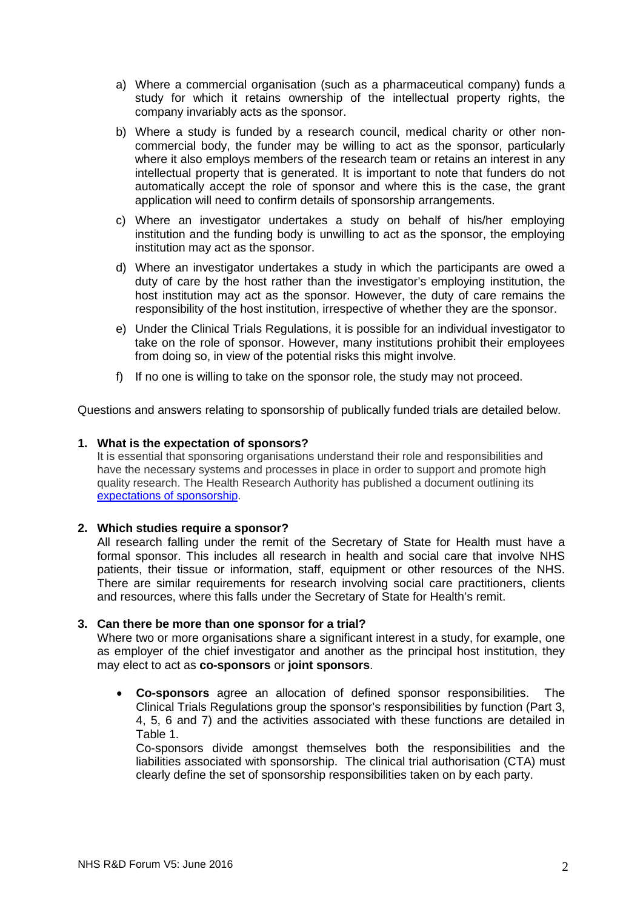a) Where a commercial organisation (such as a pharmaceutical company) funds a study for which it retains ownership of the intellectual property rights, the company invariably acts as the sponsor.

b) Where a study is funded by a research council, medical charity or other non-commercial body, the funder may be willing to act as the sponsor, particularly where it also employs members of the research team or retains an interest in any intellectual property that is generated. It is important to note that funders do not automatically accept the role of sponsor and where this is the case, the grant application will need to confirm details of sponsorship arrangements.

c) Where an investigator undertakes a study on behalf of his/her employing institution and the funding body is unwilling to act as the sponsor, the employing institution may act as the sponsor.

d) Where an investigator undertakes a study in which the participants are owed a duty of care by the host rather than the investigator's employing institution, the host institution may act as the sponsor. However, the duty of care remains the responsibility of the host institution, irrespective of whether they are the sponsor.

e) Under the Clinical Trials Regulations, it is possible for an individual investigator to take on the role of sponsor. However, many institutions prohibit their employees from doing so, in view of the potential risks this might involve.

f) If no one is willing to take on the sponsor role, the study may not proceed.

Questions and answers relating to sponsorship of publically funded trials are detailed below.

**1. What is the expectation of sponsors?**

It is essential that sponsoring organisations understand their role and responsibilities and have the necessary systems and processes in place in order to support and promote high quality research. The Health Research Authority has published a document outlining its [expectations of sponsorship](expectations of sponsorship).

**2. Which studies require a sponsor?**

All research falling under the remit of the Secretary of State for Health must have a formal sponsor. This includes all research in health and social care that involve NHS patients, their tissue or information, staff, equipment or other resources of the NHS. There are similar requirements for research involving social care practitioners, clients and resources, where this falls under the Secretary of State for Health's remit.

**3. Can there be more than one sponsor for a trial?**

Where two or more organisations share a significant interest in a study, for example, one as employer of the chief investigator and another as the principal host institution, they may elect to act as **co-sponsors** or **joint sponsors**.

- **Co-sponsors** agree an allocation of defined sponsor responsibilities. The Clinical Trials Regulations group the sponsor's responsibilities by function (Part 3, 4, 5, 6 and 7) and the activities associated with these functions are detailed in Table 1.

  Co-sponsors divide amongst themselves both the responsibilities and the liabilities associated with sponsorship. The clinical trial authorisation (CTA) must clearly define the set of sponsorship responsibilities taken on by each party.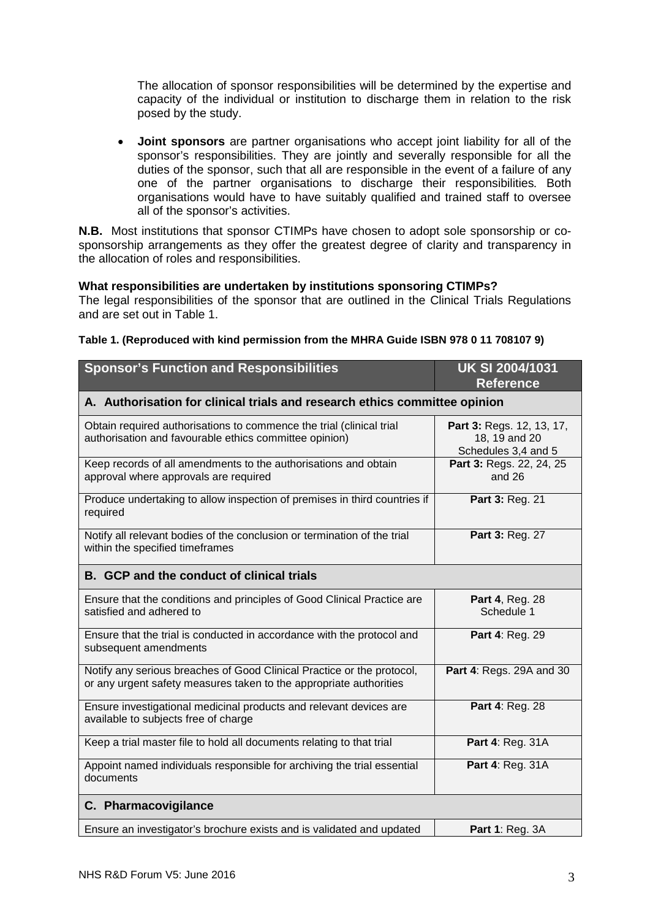The allocation of sponsor responsibilities will be determined by the expertise and capacity of the individual or institution to discharge them in relation to the risk posed by the study.

- **Joint sponsors** are partner organisations who accept joint liability for all of the sponsor's responsibilities. They are jointly and severally responsible for all the duties of the sponsor, such that all are responsible in the event of a failure of any one of the partner organisations to discharge their responsibilities. Both organisations would have to have suitably qualified and trained staff to oversee all of the sponsor's activities.

**N.B.** Most institutions that sponsor CTIMPs have chosen to adopt sole sponsorship or co-sponsorship arrangements as they offer the greatest degree of clarity and transparency in the allocation of roles and responsibilities.

**What responsibilities are undertaken by institutions sponsoring CTIMPs?**

The legal responsibilities of the sponsor that are outlined in the Clinical Trials Regulations and are set out in Table 1.

**Table 1. (Reproduced with kind permission from the MHRA Guide ISBN 978 0 11 708107 9)**

| Sponsor's Function and Responsibilities | UK SI 2004/1031 Reference |
|---|---|
| **A. Authorisation for clinical trials and research ethics committee opinion** | |
| Obtain required authorisations to commence the trial (clinical trial authorisation and favourable ethics committee opinion) | **Part 3:** Regs. 12, 13, 17, 18, 19 and 20 Schedules 3,4 and 5 |
| Keep records of all amendments to the authorisations and obtain approval where approvals are required | **Part 3:** Regs. 22, 24, 25 and 26 |
| Produce undertaking to allow inspection of premises in third countries if required | **Part 3:** Reg. 21 |
| Notify all relevant bodies of the conclusion or termination of the trial within the specified timeframes | **Part 3:** Reg. 27 |
| **B. GCP and the conduct of clinical trials** | |
| Ensure that the conditions and principles of Good Clinical Practice are satisfied and adhered to | **Part 4**, Reg. 28 Schedule 1 |
| Ensure that the trial is conducted in accordance with the protocol and subsequent amendments | **Part 4**: Reg. 29 |
| Notify any serious breaches of Good Clinical Practice or the protocol, or any urgent safety measures taken to the appropriate authorities | **Part 4**: Regs. 29A and 30 |
| Ensure investigational medicinal products and relevant devices are available to subjects free of charge | **Part 4**: Reg. 28 |
| Keep a trial master file to hold all documents relating to that trial | **Part 4**: Reg. 31A |
| Appoint named individuals responsible for archiving the trial essential documents | **Part 4**: Reg. 31A |
| **C. Pharmacovigilance** | |
| Ensure an investigator's brochure exists and is validated and updated | **Part 1**: Reg. 3A |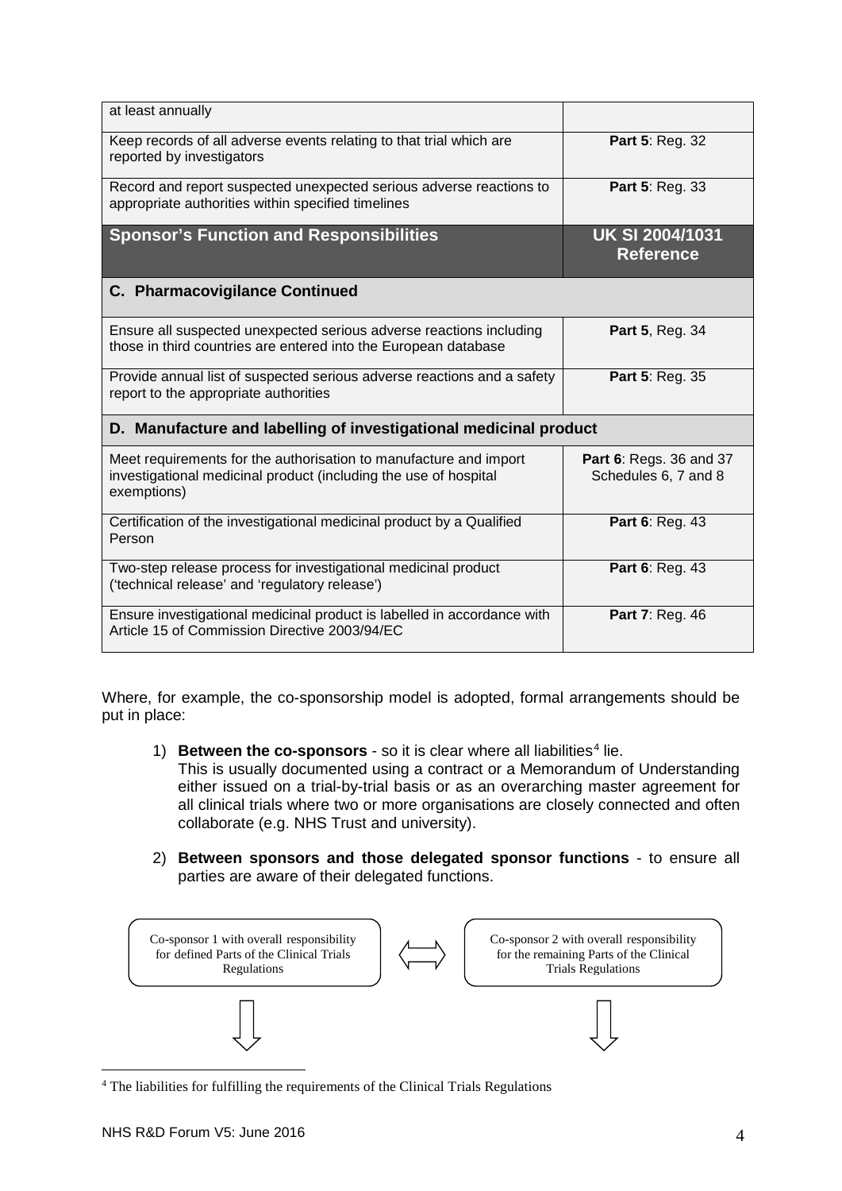| at least annually | |
|---|---|
| Keep records of all adverse events relating to that trial which are reported by investigators | **Part 5**: Reg. 32 |
| Record and report suspected unexpected serious adverse reactions to appropriate authorities within specified timelines | **Part 5**: Reg. 33 |
| **Sponsor's Function and Responsibilities** | **UK SI 2004/1031 Reference** |
| **C. Pharmacovigilance Continued** | |
| Ensure all suspected unexpected serious adverse reactions including those in third countries are entered into the European database | **Part 5**, Reg. 34 |
| Provide annual list of suspected serious adverse reactions and a safety report to the appropriate authorities | **Part 5**: Reg. 35 |
| **D. Manufacture and labelling of investigational medicinal product** | |
| Meet requirements for the authorisation to manufacture and import investigational medicinal product (including the use of hospital exemptions) | **Part 6**: Regs. 36 and 37 Schedules 6, 7 and 8 |
| Certification of the investigational medicinal product by a Qualified Person | **Part 6**: Reg. 43 |
| Two-step release process for investigational medicinal product ('technical release' and 'regulatory release') | **Part 6**: Reg. 43 |
| Ensure investigational medicinal product is labelled in accordance with Article 15 of Commission Directive 2003/94/EC | **Part 7**: Reg. 46 |

Where, for example, the co-sponsorship model is adopted, formal arrangements should be put in place:

1) **Between the co-sponsors** - so it is clear where all liabilities[4] lie.
   This is usually documented using a contract or a Memorandum of Understanding either issued on a trial-by-trial basis or as an overarching master agreement for all clinical trials where two or more organisations are closely connected and often collaborate (e.g. NHS Trust and university).

2) **Between sponsors and those delegated sponsor functions** - to ensure all parties are aware of their delegated functions.

Co-sponsor 1 with overall responsibility for defined Parts of the Clinical Trials Regulations ⟺ Co-sponsor 2 with overall responsibility for the remaining Parts of the Clinical Trials Regulations

[4] The liabilities for fulfilling the requirements of the Clinical Trials Regulations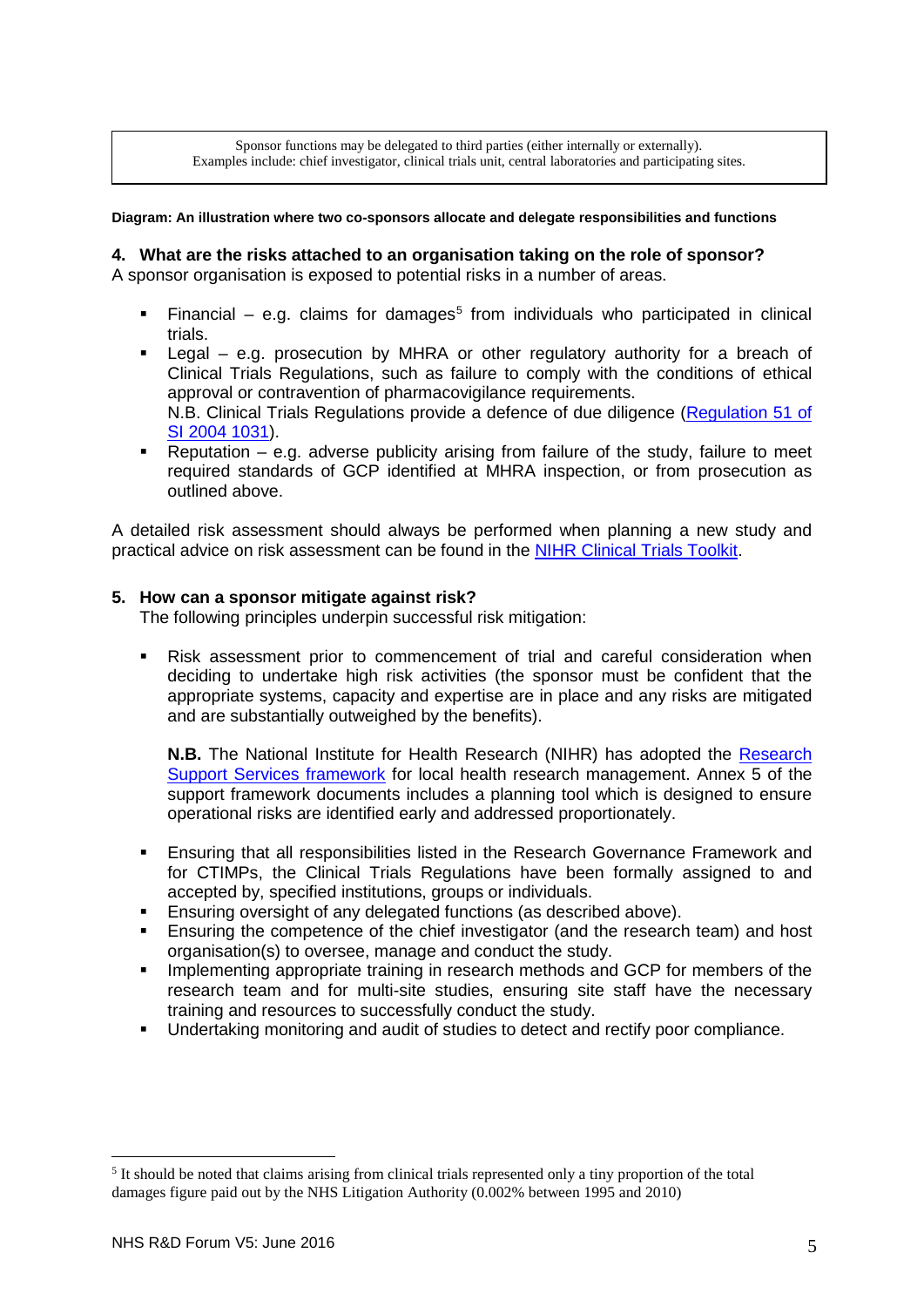Sponsor functions may be delegated to third parties (either internally or externally).
Examples include: chief investigator, clinical trials unit, central laboratories and participating sites.

**Diagram: An illustration where two co-sponsors allocate and delegate responsibilities and functions**

### 4. What are the risks attached to an organisation taking on the role of sponsor?

A sponsor organisation is exposed to potential risks in a number of areas.

- Financial – e.g. claims for damages[5] from individuals who participated in clinical trials.
- Legal – e.g. prosecution by MHRA or other regulatory authority for a breach of Clinical Trials Regulations, such as failure to comply with the conditions of ethical approval or contravention of pharmacovigilance requirements.
  N.B. Clinical Trials Regulations provide a defence of due diligence (Regulation 51 of SI 2004 1031).
- Reputation – e.g. adverse publicity arising from failure of the study, failure to meet required standards of GCP identified at MHRA inspection, or from prosecution as outlined above.

A detailed risk assessment should always be performed when planning a new study and practical advice on risk assessment can be found in the NIHR Clinical Trials Toolkit.

### 5. How can a sponsor mitigate against risk?

The following principles underpin successful risk mitigation:

- Risk assessment prior to commencement of trial and careful consideration when deciding to undertake high risk activities (the sponsor must be confident that the appropriate systems, capacity and expertise are in place and any risks are mitigated and are substantially outweighed by the benefits).

  **N.B.** The National Institute for Health Research (NIHR) has adopted the Research Support Services framework for local health research management. Annex 5 of the support framework documents includes a planning tool which is designed to ensure operational risks are identified early and addressed proportionately.

- Ensuring that all responsibilities listed in the Research Governance Framework and for CTIMPs, the Clinical Trials Regulations have been formally assigned to and accepted by, specified institutions, groups or individuals.
- Ensuring oversight of any delegated functions (as described above).
- Ensuring the competence of the chief investigator (and the research team) and host organisation(s) to oversee, manage and conduct the study.
- Implementing appropriate training in research methods and GCP for members of the research team and for multi-site studies, ensuring site staff have the necessary training and resources to successfully conduct the study.
- Undertaking monitoring and audit of studies to detect and rectify poor compliance.

[5] It should be noted that claims arising from clinical trials represented only a tiny proportion of the total damages figure paid out by the NHS Litigation Authority (0.002% between 1995 and 2010)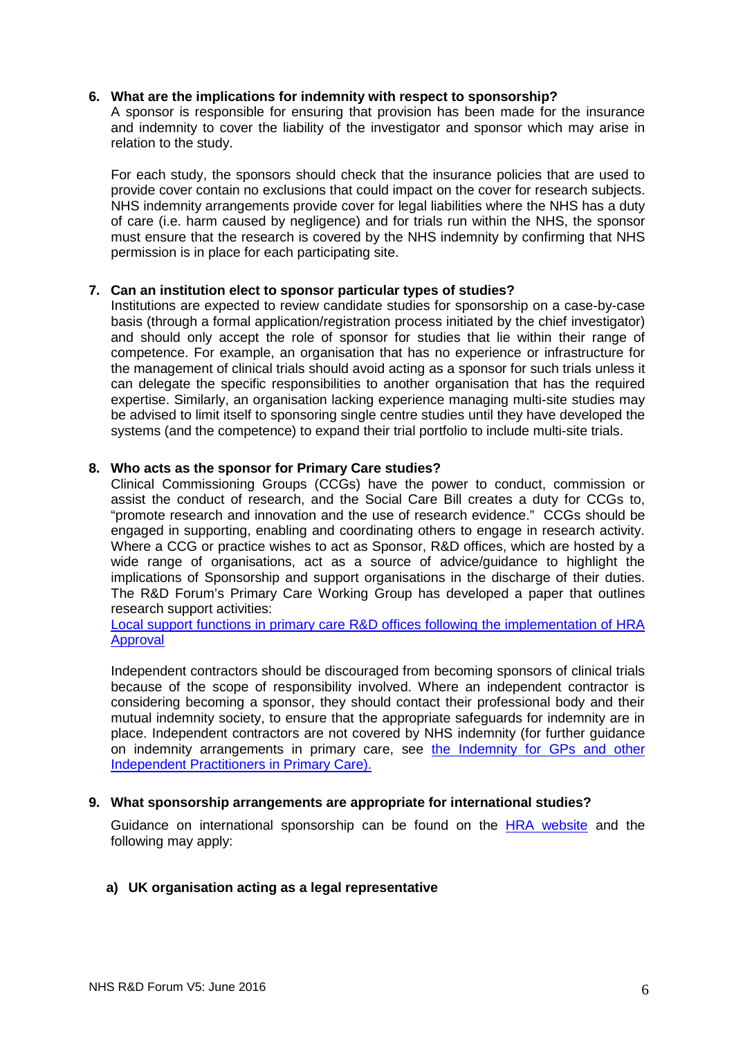**6. What are the implications for indemnity with respect to sponsorship?**

A sponsor is responsible for ensuring that provision has been made for the insurance and indemnity to cover the liability of the investigator and sponsor which may arise in relation to the study.

For each study, the sponsors should check that the insurance policies that are used to provide cover contain no exclusions that could impact on the cover for research subjects. NHS indemnity arrangements provide cover for legal liabilities where the NHS has a duty of care (i.e. harm caused by negligence) and for trials run within the NHS, the sponsor must ensure that the research is covered by the NHS indemnity by confirming that NHS permission is in place for each participating site.

**7. Can an institution elect to sponsor particular types of studies?**

Institutions are expected to review candidate studies for sponsorship on a case-by-case basis (through a formal application/registration process initiated by the chief investigator) and should only accept the role of sponsor for studies that lie within their range of competence. For example, an organisation that has no experience or infrastructure for the management of clinical trials should avoid acting as a sponsor for such trials unless it can delegate the specific responsibilities to another organisation that has the required expertise. Similarly, an organisation lacking experience managing multi-site studies may be advised to limit itself to sponsoring single centre studies until they have developed the systems (and the competence) to expand their trial portfolio to include multi-site trials.

**8. Who acts as the sponsor for Primary Care studies?**

Clinical Commissioning Groups (CCGs) have the power to conduct, commission or assist the conduct of research, and the Social Care Bill creates a duty for CCGs to, "promote research and innovation and the use of research evidence." CCGs should be engaged in supporting, enabling and coordinating others to engage in research activity. Where a CCG or practice wishes to act as Sponsor, R&D offices, which are hosted by a wide range of organisations, act as a source of advice/guidance to highlight the implications of Sponsorship and support organisations in the discharge of their duties. The R&D Forum's Primary Care Working Group has developed a paper that outlines research support activities:
[Local support functions in primary care R&D offices following the implementation of HRA Approval]

Independent contractors should be discouraged from becoming sponsors of clinical trials because of the scope of responsibility involved. Where an independent contractor is considering becoming a sponsor, they should contact their professional body and their mutual indemnity society, to ensure that the appropriate safeguards for indemnity are in place. Independent contractors are not covered by NHS indemnity (for further guidance on indemnity arrangements in primary care, see [the Indemnity for GPs and other Independent Practitioners in Primary Care).]

**9. What sponsorship arrangements are appropriate for international studies?**

Guidance on international sponsorship can be found on the [HRA website] and the following may apply:

**a) UK organisation acting as a legal representative**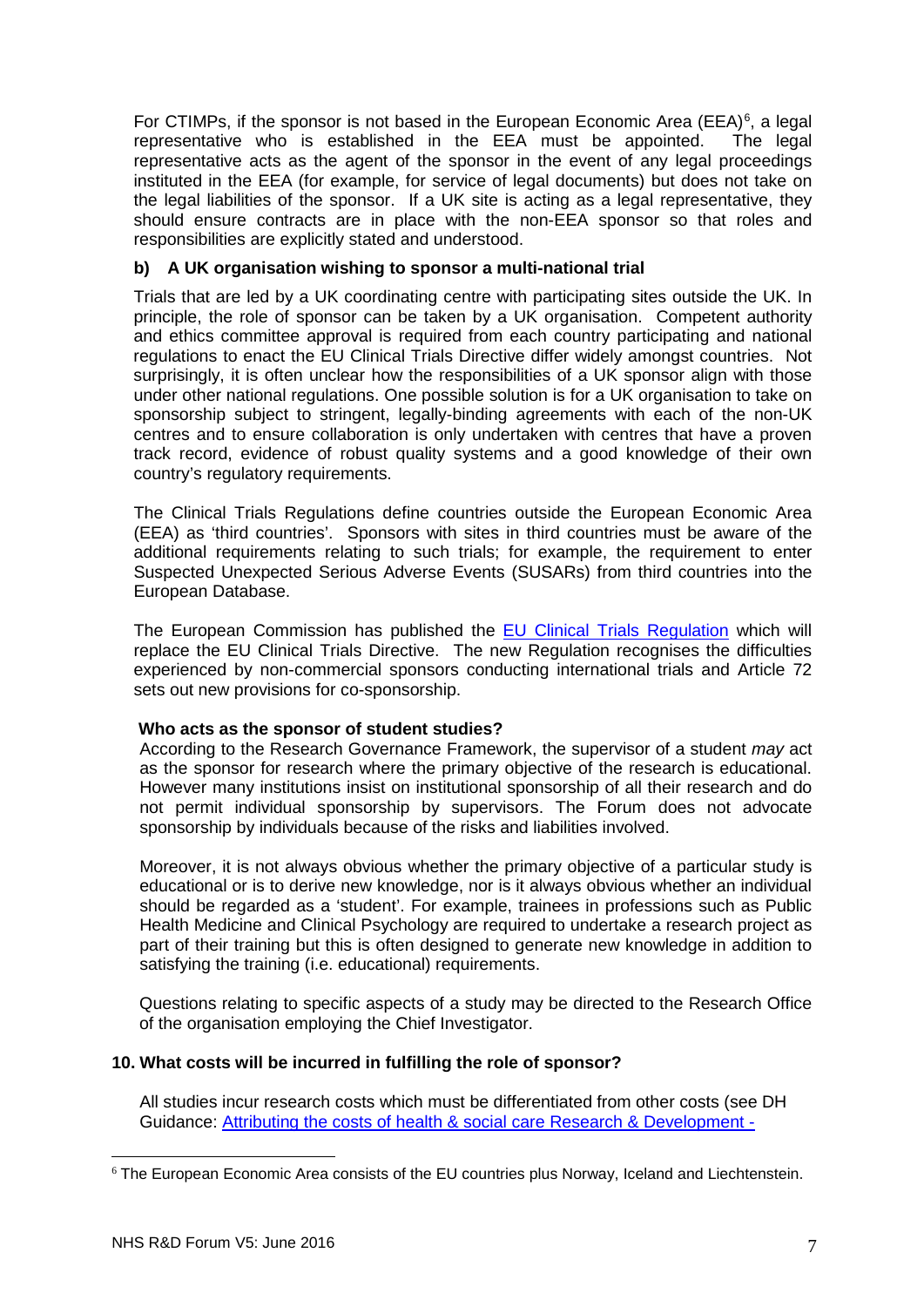For CTIMPs, if the sponsor is not based in the European Economic Area (EEA)[6], a legal representative who is established in the EEA must be appointed. The legal representative acts as the agent of the sponsor in the event of any legal proceedings instituted in the EEA (for example, for service of legal documents) but does not take on the legal liabilities of the sponsor. If a UK site is acting as a legal representative, they should ensure contracts are in place with the non-EEA sponsor so that roles and responsibilities are explicitly stated and understood.

**b) A UK organisation wishing to sponsor a multi-national trial**

Trials that are led by a UK coordinating centre with participating sites outside the UK. In principle, the role of sponsor can be taken by a UK organisation. Competent authority and ethics committee approval is required from each country participating and national regulations to enact the EU Clinical Trials Directive differ widely amongst countries. Not surprisingly, it is often unclear how the responsibilities of a UK sponsor align with those under other national regulations. One possible solution is for a UK organisation to take on sponsorship subject to stringent, legally-binding agreements with each of the non-UK centres and to ensure collaboration is only undertaken with centres that have a proven track record, evidence of robust quality systems and a good knowledge of their own country's regulatory requirements.

The Clinical Trials Regulations define countries outside the European Economic Area (EEA) as 'third countries'. Sponsors with sites in third countries must be aware of the additional requirements relating to such trials; for example, the requirement to enter Suspected Unexpected Serious Adverse Events (SUSARs) from third countries into the European Database.

The European Commission has published the [EU Clinical Trials Regulation] which will replace the EU Clinical Trials Directive. The new Regulation recognises the difficulties experienced by non-commercial sponsors conducting international trials and Article 72 sets out new provisions for co-sponsorship.

**Who acts as the sponsor of student studies?**

According to the Research Governance Framework, the supervisor of a student *may* act as the sponsor for research where the primary objective of the research is educational. However many institutions insist on institutional sponsorship of all their research and do not permit individual sponsorship by supervisors. The Forum does not advocate sponsorship by individuals because of the risks and liabilities involved.

Moreover, it is not always obvious whether the primary objective of a particular study is educational or is to derive new knowledge, nor is it always obvious whether an individual should be regarded as a 'student'. For example, trainees in professions such as Public Health Medicine and Clinical Psychology are required to undertake a research project as part of their training but this is often designed to generate new knowledge in addition to satisfying the training (i.e. educational) requirements.

Questions relating to specific aspects of a study may be directed to the Research Office of the organisation employing the Chief Investigator.

**10. What costs will be incurred in fulfilling the role of sponsor?**

All studies incur research costs which must be differentiated from other costs (see DH Guidance: [Attributing the costs of health & social care Research & Development -]

[6] The European Economic Area consists of the EU countries plus Norway, Iceland and Liechtenstein.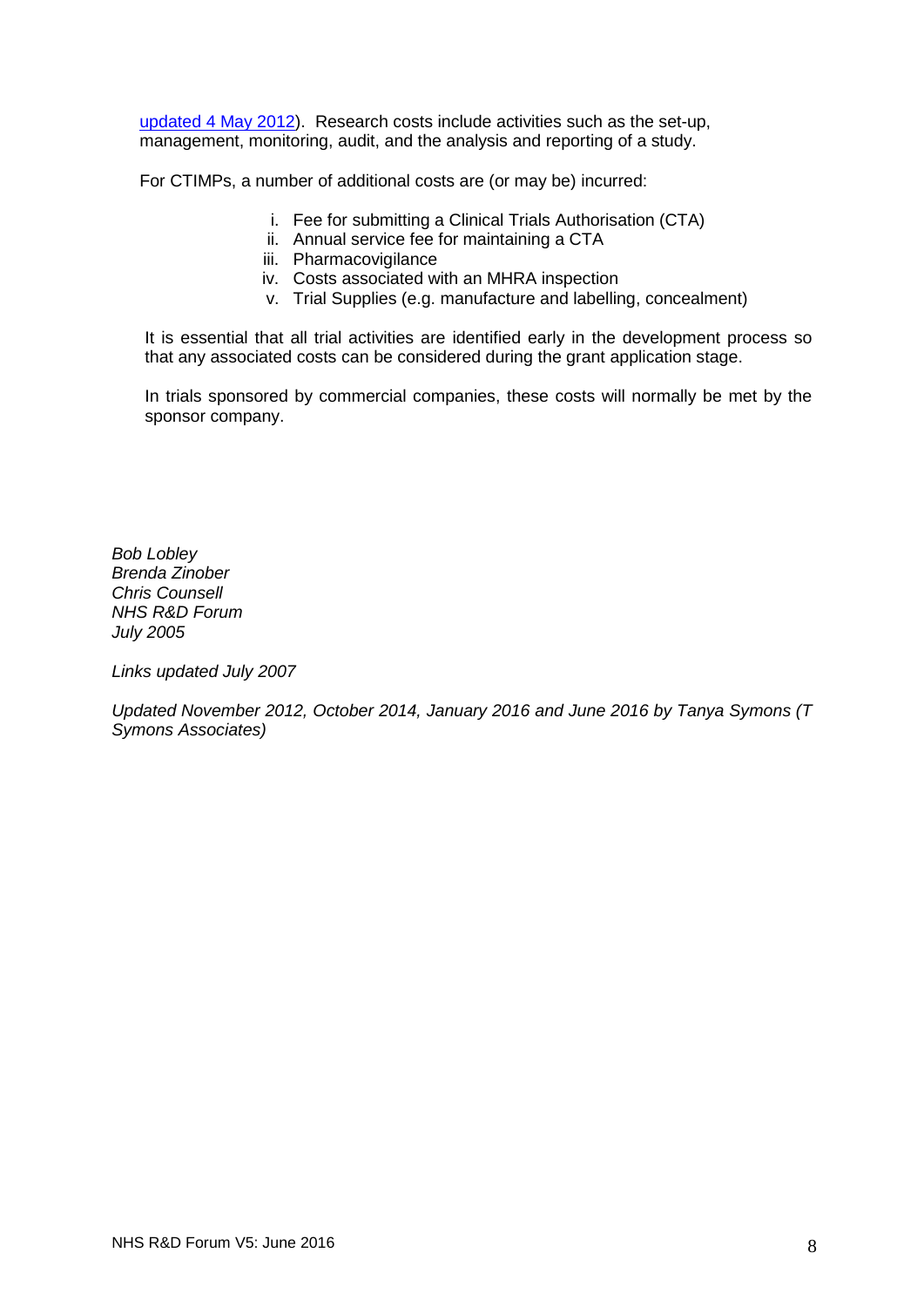[updated 4 May 2012]). Research costs include activities such as the set-up, management, monitoring, audit, and the analysis and reporting of a study.

For CTIMPs, a number of additional costs are (or may be) incurred:

i. Fee for submitting a Clinical Trials Authorisation (CTA)
ii. Annual service fee for maintaining a CTA
iii. Pharmacovigilance
iv. Costs associated with an MHRA inspection
v. Trial Supplies (e.g. manufacture and labelling, concealment)

It is essential that all trial activities are identified early in the development process so that any associated costs can be considered during the grant application stage.

In trials sponsored by commercial companies, these costs will normally be met by the sponsor company.

*Bob Lobley*
*Brenda Zinober*
*Chris Counsell*
*NHS R&D Forum*
*July 2005*

*Links updated July 2007*

*Updated November 2012, October 2014, January 2016 and June 2016 by Tanya Symons (T Symons Associates)*